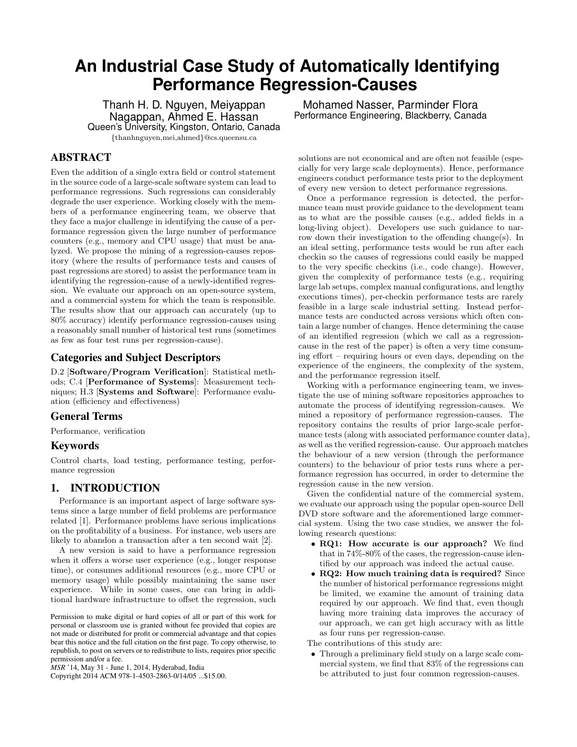# An Industrial Case Study of Automatically Identifying Performance Regression-Causes

Thanh H. D. Nguyen, Meiyappan Nagappan, Ahmed E. Hassan
Queen's University, Kingston, Ontario, Canada
{thanhnguyen,mei,ahmed}@cs.queensu.ca

Mohamed Nasser, Parminder Flora
Performance Engineering, Blackberry, Canada

## ABSTRACT

Even the addition of a single extra field or control statement in the source code of a large-scale software system can lead to performance regressions. Such regressions can considerably degrade the user experience. Working closely with the members of a performance engineering team, we observe that they face a major challenge in identifying the cause of a performance regression given the large number of performance counters (e.g., memory and CPU usage) that must be analyzed. We propose the mining of a regression-causes repository (where the results of performance tests and causes of past regressions are stored) to assist the performance team in identifying the regression-cause of a newly-identified regression. We evaluate our approach on an open-source system, and a commercial system for which the team is responsible. The results show that our approach can accurately (up to 80% accuracy) identify performance regression-causes using a reasonably small number of historical test runs (sometimes as few as four test runs per regression-cause).

## Categories and Subject Descriptors

D.2 [**Software/Program Verification**]: Statistical methods; C.4 [**Performance of Systems**]: Measurement techniques; H.3 [**Systems and Software**]: Performance evaluation (efficiency and effectiveness)

## General Terms

Performance, verification

## Keywords

Control charts, load testing, performance testing, performance regression

## 1. INTRODUCTION

Performance is an important aspect of large software systems since a large number of field problems are performance related [1]. Performance problems have serious implications on the profitability of a business. For instance, web users are likely to abandon a transaction after a ten second wait [2].

A new version is said to have a performance regression when it offers a worse user experience (e.g., longer response time), or consumes additional resources (e.g., more CPU or memory usage) while possibly maintaining the same user experience. While in some cases, one can bring in additional hardware infrastructure to offset the regression, such solutions are not economical and are often not feasible (especially for very large scale deployments). Hence, performance engineers conduct performance tests prior to the deployment of every new version to detect performance regressions.

Once a performance regression is detected, the performance team must provide guidance to the development team as to what are the possible causes (e.g., added fields in a long-living object). Developers use such guidance to narrow down their investigation to the offending change(s). In an ideal setting, performance tests would be run after each checkin so the causes of regressions could easily be mapped to the very specific checkins (i.e., code change). However, given the complexity of performance tests (e.g., requiring large lab setups, complex manual configurations, and lengthy executions times), per-checkin performance tests are rarely feasible in a large scale industrial setting. Instead performance tests are conducted across versions which often contain a large number of changes. Hence determining the cause of an identified regression (which we call as a regression-cause in the rest of the paper) is often a very time consuming effort – requiring hours or even days, depending on the experience of the engineers, the complexity of the system, and the performance regression itself.

Working with a performance engineering team, we investigate the use of mining software repositories approaches to automate the process of identifying regression-causes. We mined a repository of performance regression-causes. The repository contains the results of prior large-scale performance tests (along with associated performance counter data), as well as the verified regression-cause. Our approach matches the behaviour of a new version (through the performance counters) to the behaviour of prior tests runs where a performance regression has occurred, in order to determine the regression cause in the new version.

Given the confidential nature of the commercial system, we evaluate our approach using the popular open-source Dell DVD store software and the aforementioned large commercial system. Using the two case studies, we answer the following research questions:

- **RQ1: How accurate is our approach?** We find that in 74%-80% of the cases, the regression-cause identified by our approach was indeed the actual cause.
- **RQ2: How much training data is required?** Since the number of historical performance regressions might be limited, we examine the amount of training data required by our approach. We find that, even though having more training data improves the accuracy of our approach, we can get high accuracy with as little as four runs per regression-cause.

The contributions of this study are:

- Through a preliminary field study on a large scale commercial system, we find that 83% of the regressions can be attributed to just four common regression-causes.

Permission to make digital or hard copies of all or part of this work for personal or classroom use is granted without fee provided that copies are not made or distributed for profit or commercial advantage and that copies bear this notice and the full citation on the first page. To copy otherwise, to republish, to post on servers or to redistribute to lists, requires prior specific permission and/or a fee.
*MSR* '14, May 31 - June 1, 2014, Hyderabad, India
Copyright 2014 ACM 978-1-4503-2863-0/14/05 ...$15.00.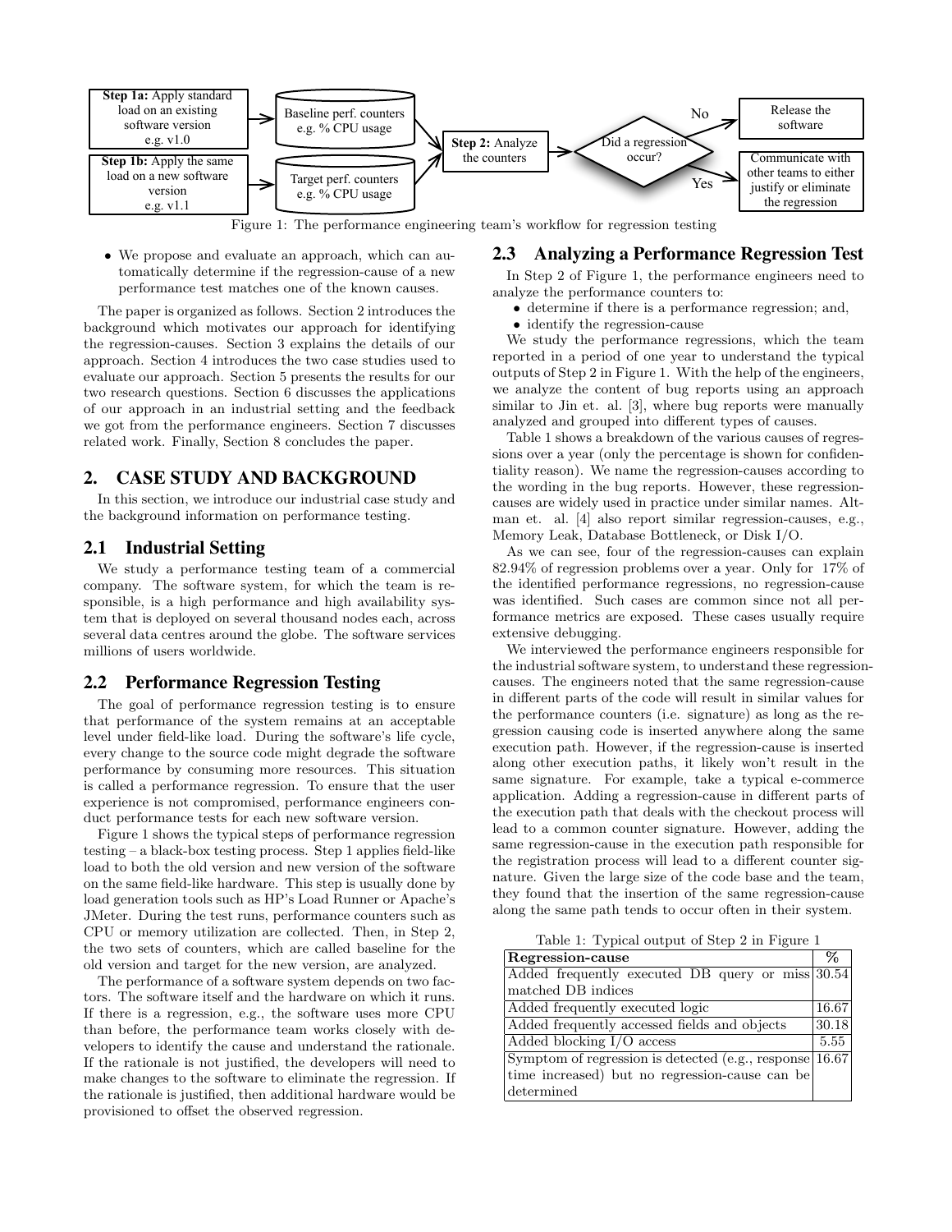Step 1a: Apply standard load on an existing software version e.g. v1.0 → Baseline perf. counters e.g. % CPU usage

Step 1b: Apply the same load on a new software version e.g. v1.1 → Target perf. counters e.g. % CPU usage

Step 2: Analyze the counters → Did a regression occur? → No: Release the software; Yes: Communicate with other teams to either justify or eliminate the regression

Figure 1: The performance engineering team's workflow for regression testing

- We propose and evaluate an approach, which can automatically determine if the regression-cause of a new performance test matches one of the known causes.

The paper is organized as follows. Section 2 introduces the background which motivates our approach for identifying the regression-causes. Section 3 explains the details of our approach. Section 4 introduces the two case studies used to evaluate our approach. Section 5 presents the results for our two research questions. Section 6 discusses the applications of our approach in an industrial setting and the feedback we got from the performance engineers. Section 7 discusses related work. Finally, Section 8 concludes the paper.

## 2. CASE STUDY AND BACKGROUND

In this section, we introduce our industrial case study and the background information on performance testing.

### 2.1 Industrial Setting

We study a performance testing team of a commercial company. The software system, for which the team is responsible, is a high performance and high availability system that is deployed on several thousand nodes each, across several data centres around the globe. The software services millions of users worldwide.

### 2.2 Performance Regression Testing

The goal of performance regression testing is to ensure that performance of the system remains at an acceptable level under field-like load. During the software's life cycle, every change to the source code might degrade the software performance by consuming more resources. This situation is called a performance regression. To ensure that the user experience is not compromised, performance engineers conduct performance tests for each new software version.

Figure 1 shows the typical steps of performance regression testing – a black-box testing process. Step 1 applies field-like load to both the old version and new version of the software on the same field-like hardware. This step is usually done by load generation tools such as HP's Load Runner or Apache's JMeter. During the test runs, performance counters such as CPU or memory utilization are collected. Then, in Step 2, the two sets of counters, which are called baseline for the old version and target for the new version, are analyzed.

The performance of a software system depends on two factors. The software itself and the hardware on which it runs. If there is a regression, e.g., the software uses more CPU than before, the performance team works closely with developers to identify the cause and understand the rationale. If the rationale is not justified, the developers will need to make changes to the software to eliminate the regression. If the rationale is justified, then additional hardware would be provisioned to offset the observed regression.

### 2.3 Analyzing a Performance Regression Test

In Step 2 of Figure 1, the performance engineers need to analyze the performance counters to:

- determine if there is a performance regression; and,
- identify the regression-cause

We study the performance regressions, which the team reported in a period of one year to understand the typical outputs of Step 2 in Figure 1. With the help of the engineers, we analyze the content of bug reports using an approach similar to Jin et. al. [3], where bug reports were manually analyzed and grouped into different types of causes.

Table 1 shows a breakdown of the various causes of regressions over a year (only the percentage is shown for confidentiality reason). We name the regression-causes according to the wording in the bug reports. However, these regression-causes are widely used in practice under similar names. Altman et. al. [4] also report similar regression-causes, e.g., Memory Leak, Database Bottleneck, or Disk I/O.

As we can see, four of the regression-causes can explain 82.94% of regression problems over a year. Only for 17% of the identified performance regressions, no regression-cause was identified. Such cases are common since not all performance metrics are exposed. These cases usually require extensive debugging.

We interviewed the performance engineers responsible for the industrial software system, to understand these regression-causes. The engineers noted that the same regression-cause in different parts of the code will result in similar values for the performance counters (i.e. signature) as long as the regression causing code is inserted anywhere along the same execution path. However, if the regression-cause is inserted along other execution paths, it likely won't result in the same signature. For example, take a typical e-commerce application. Adding a regression-cause in different parts of the execution path that deals with the checkout process will lead to a common counter signature. However, adding the same regression-cause in the execution path responsible for the registration process will lead to a different counter signature. Given the large size of the code base and the team, they found that the insertion of the same regression-cause along the same path tends to occur often in their system.

Table 1: Typical output of Step 2 in Figure 1

| Regression-cause | % |
|---|---|
| Added frequently executed DB query or miss matched DB indices | 30.54 |
| Added frequently executed logic | 16.67 |
| Added frequently accessed fields and objects | 30.18 |
| Added blocking I/O access | 5.55 |
| Symptom of regression is detected (e.g., response time increased) but no regression-cause can be determined | 16.67 |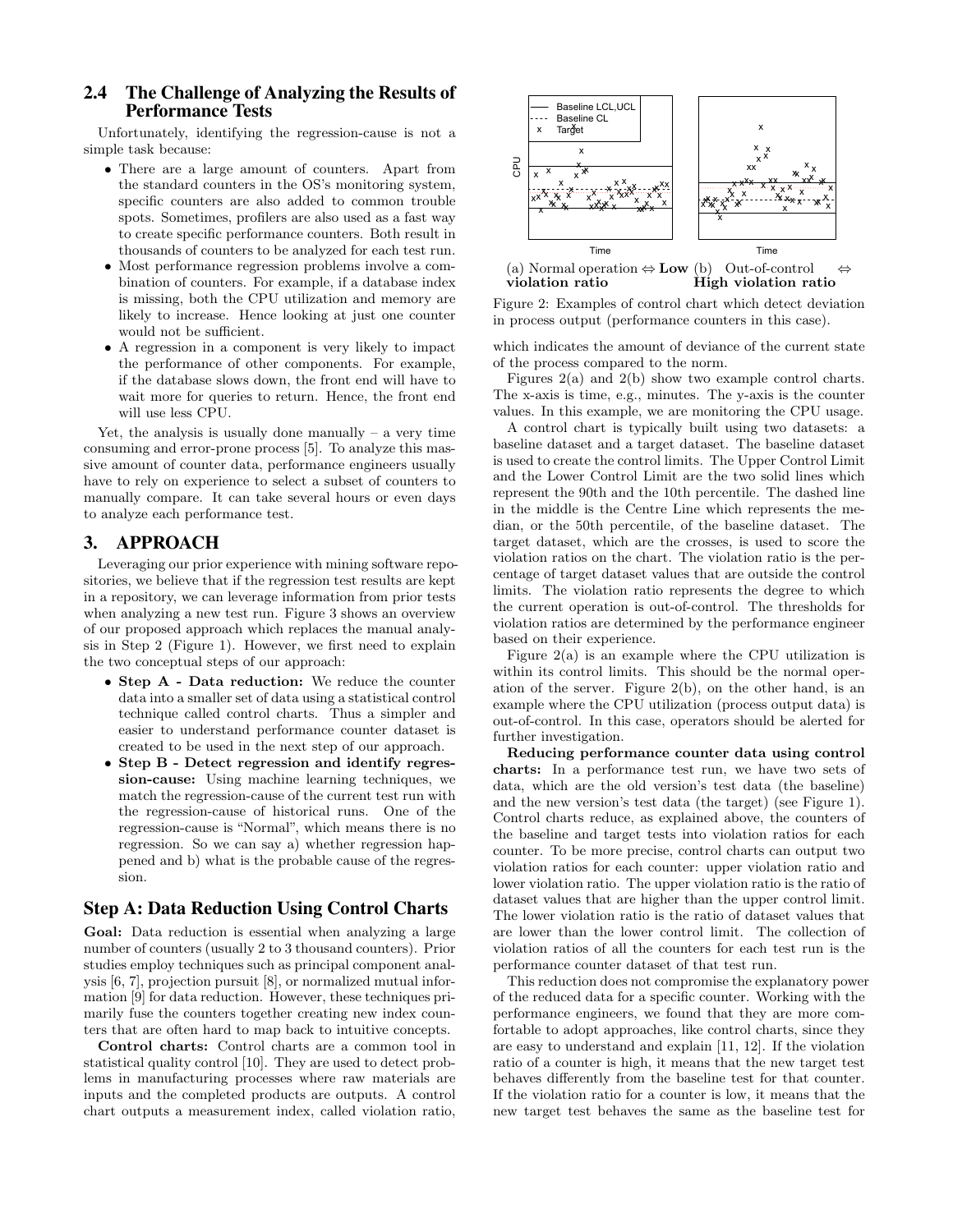## 2.4 The Challenge of Analyzing the Results of Performance Tests

Unfortunately, identifying the regression-cause is not a simple task because:

- There are a large amount of counters. Apart from the standard counters in the OS's monitoring system, specific counters are also added to common trouble spots. Sometimes, profilers are also used as a fast way to create specific performance counters. Both result in thousands of counters to be analyzed for each test run.
- Most performance regression problems involve a combination of counters. For example, if a database index is missing, both the CPU utilization and memory are likely to increase. Hence looking at just one counter would not be sufficient.
- A regression in a component is very likely to impact the performance of other components. For example, if the database slows down, the front end will have to wait more for queries to return. Hence, the front end will use less CPU.

Yet, the analysis is usually done manually – a very time consuming and error-prone process [5]. To analyze this massive amount of counter data, performance engineers usually have to rely on experience to select a subset of counters to manually compare. It can take several hours or even days to analyze each performance test.

# 3. APPROACH

Leveraging our prior experience with mining software repositories, we believe that if the regression test results are kept in a repository, we can leverage information from prior tests when analyzing a new test run. Figure 3 shows an overview of our proposed approach which replaces the manual analysis in Step 2 (Figure 1). However, we first need to explain the two conceptual steps of our approach:

- **Step A - Data reduction:** We reduce the counter data into a smaller set of data using a statistical control technique called control charts. Thus a simpler and easier to understand performance counter dataset is created to be used in the next step of our approach.
- **Step B - Detect regression and identify regression-cause:** Using machine learning techniques, we match the regression-cause of the current test run with the regression-cause of historical runs. One of the regression-cause is "Normal", which means there is no regression. So we can say a) whether regression happened and b) what is the probable cause of the regression.

## Step A: Data Reduction Using Control Charts

**Goal:** Data reduction is essential when analyzing a large number of counters (usually 2 to 3 thousand counters). Prior studies employ techniques such as principal component analysis [6, 7], projection pursuit [8], or normalized mutual information [9] for data reduction. However, these techniques primarily fuse the counters together creating new index counters that are often hard to map back to intuitive concepts.

**Control charts:** Control charts are a common tool in statistical quality control [10]. They are used to detect problems in manufacturing processes where raw materials are inputs and the completed products are outputs. A control chart outputs a measurement index, called violation ratio, which indicates the amount of deviance of the current state of the process compared to the norm.

(a) Normal operation ⇔ **Low violation ratio** (b) Out-of-control ⇔ **High violation ratio**

Figure 2: Examples of control chart which detect deviation in process output (performance counters in this case).

Figures 2(a) and 2(b) show two example control charts. The x-axis is time, e.g., minutes. The y-axis is the counter values. In this example, we are monitoring the CPU usage.

A control chart is typically built using two datasets: a baseline dataset and a target dataset. The baseline dataset is used to create the control limits. The Upper Control Limit and the Lower Control Limit are the two solid lines which represent the 90th and the 10th percentile. The dashed line in the middle is the Centre Line which represents the median, or the 50th percentile, of the baseline dataset. The target dataset, which are the crosses, is used to score the violation ratios on the chart. The violation ratio is the percentage of target dataset values that are outside the control limits. The violation ratio represents the degree to which the current operation is out-of-control. The thresholds for violation ratios are determined by the performance engineer based on their experience.

Figure 2(a) is an example where the CPU utilization is within its control limits. This should be the normal operation of the server. Figure 2(b), on the other hand, is an example where the CPU utilization (process output data) is out-of-control. In this case, operators should be alerted for further investigation.

**Reducing performance counter data using control charts:** In a performance test run, we have two sets of data, which are the old version's test data (the baseline) and the new version's test data (the target) (see Figure 1). Control charts reduce, as explained above, the counters of the baseline and target tests into violation ratios for each counter. To be more precise, control charts can output two violation ratios for each counter: upper violation ratio and lower violation ratio. The upper violation ratio is the ratio of dataset values that are higher than the upper control limit. The lower violation ratio is the ratio of dataset values that are lower than the lower control limit. The collection of violation ratios of all the counters for each test run is the performance counter dataset of that test run.

This reduction does not compromise the explanatory power of the reduced data for a specific counter. Working with the performance engineers, we found that they are more comfortable to adopt approaches, like control charts, since they are easy to understand and explain [11, 12]. If the violation ratio of a counter is high, it means that the new target test behaves differently from the baseline test for that counter. If the violation ratio for a counter is low, it means that the new target test behaves the same as the baseline test for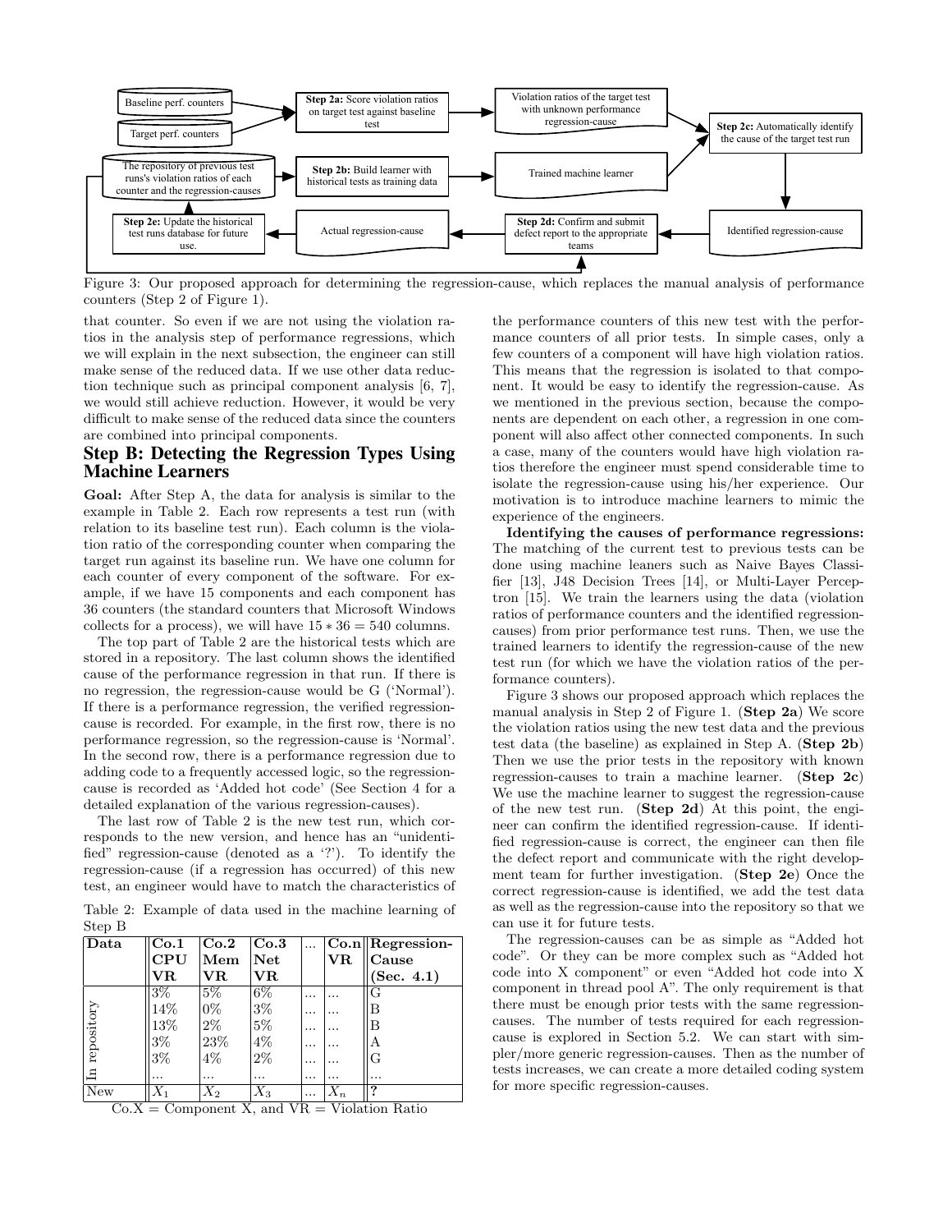Figure 3: Our proposed approach for determining the regression-cause, which replaces the manual analysis of performance counters (Step 2 of Figure 1).

that counter. So even if we are not using the violation ratios in the analysis step of performance regressions, which we will explain in the next subsection, the engineer can still make sense of the reduced data. If we use other data reduction technique such as principal component analysis [6, 7], we would still achieve reduction. However, it would be very difficult to make sense of the reduced data since the counters are combined into principal components.

## Step B: Detecting the Regression Types Using Machine Learners

**Goal:** After Step A, the data for analysis is similar to the example in Table 2. Each row represents a test run (with relation to its baseline test run). Each column is the violation ratio of the corresponding counter when comparing the target run against its baseline run. We have one column for each counter of every component of the software. For example, if we have 15 components and each component has 36 counters (the standard counters that Microsoft Windows collects for a process), we will have $15 * 36 = 540$ columns.

The top part of Table 2 are the historical tests which are stored in a repository. The last column shows the identified cause of the performance regression in that run. If there is no regression, the regression-cause would be G ('Normal'). If there is a performance regression, the verified regression-cause is recorded. For example, in the first row, there is no performance regression, so the regression-cause is 'Normal'. In the second row, there is a performance regression due to adding code to a frequently accessed logic, so the regression-cause is recorded as 'Added hot code' (See Section 4 for a detailed explanation of the various regression-causes).

The last row of Table 2 is the new test run, which corresponds to the new version, and hence has an "unidentified" regression-cause (denoted as a '?'). To identify the regression-cause (if a regression has occurred) of this new test, an engineer would have to match the characteristics of

Table 2: Example of data used in the machine learning of Step B

| Data | Co.1 CPU VR | Co.2 Mem VR | Co.3 Net VR | ... | Co.n VR | Regression-Cause (Sec. 4.1) |
|---|---|---|---|---|---|---|
| In repository | 3% | 5% | 6% | ... | ... | G |
| | 14% | 0% | 3% | ... | ... | B |
| | 13% | 2% | 5% | ... | ... | B |
| | 3% | 23% | 4% | ... | ... | A |
| | 3% | 4% | 2% | ... | ... | G |
| | ... | ... | ... | ... | ... | ... |
| New | $X_1$ | $X_2$ | $X_3$ | ... | $X_n$ | ? |

Co.X = Component X, and VR = Violation Ratio

the performance counters of this new test with the performance counters of all prior tests. In simple cases, only a few counters of a component will have high violation ratios. This means that the regression is isolated to that component. It would be easy to identify the regression-cause. As we mentioned in the previous section, because the components are dependent on each other, a regression in one component will also affect other connected components. In such a case, many of the counters would have high violation ratios therefore the engineer must spend considerable time to isolate the regression-cause using his/her experience. Our motivation is to introduce machine learners to mimic the experience of the engineers.

**Identifying the causes of performance regressions:** The matching of the current test to previous tests can be done using machine leaners such as Naive Bayes Classifier [13], J48 Decision Trees [14], or Multi-Layer Perceptron [15]. We train the learners using the data (violation ratios of performance counters and the identified regression-causes) from prior performance test runs. Then, we use the trained learners to identify the regression-cause of the new test run (for which we have the violation ratios of the performance counters).

Figure 3 shows our proposed approach which replaces the manual analysis in Step 2 of Figure 1. (**Step 2a**) We score the violation ratios using the new test data and the previous test data (the baseline) as explained in Step A. (**Step 2b**) Then we use the prior tests in the repository with known regression-causes to train a machine learner. (**Step 2c**) We use the machine learner to suggest the regression-cause of the new test run. (**Step 2d**) At this point, the engineer can confirm the identified regression-cause. If identified regression-cause is correct, the engineer can then file the defect report and communicate with the right development team for further investigation. (**Step 2e**) Once the correct regression-cause is identified, we add the test data as well as the regression-cause into the repository so that we can use it for future tests.

The regression-causes can be as simple as "Added hot code". Or they can be more complex such as "Added hot code into X component" or even "Added hot code into X component in thread pool A". The only requirement is that there must be enough prior tests with the same regression-causes. The number of tests required for each regression-cause is explored in Section 5.2. We can start with simpler/more generic regression-causes. Then as the number of tests increases, we can create a more detailed coding system for more specific regression-causes.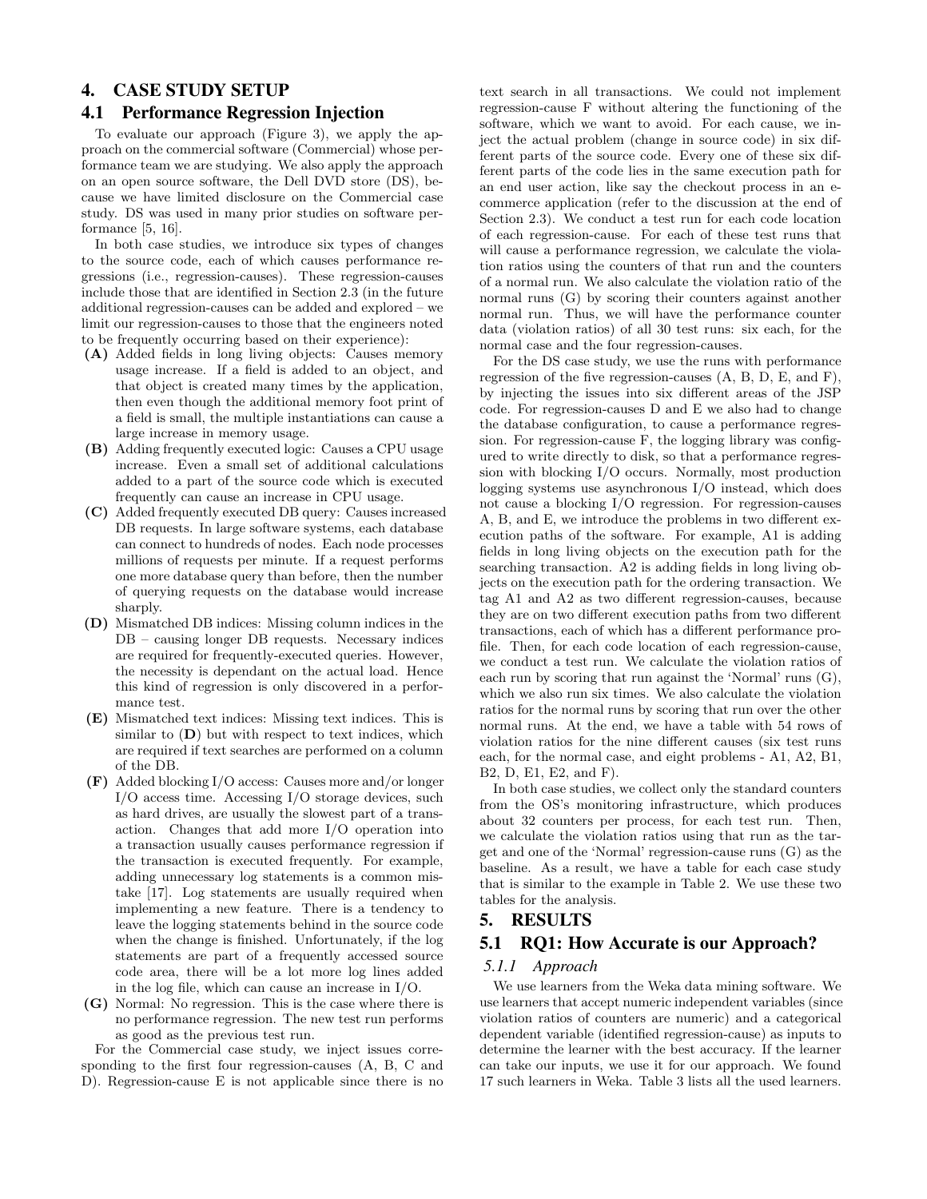## 4. CASE STUDY SETUP

### 4.1 Performance Regression Injection

To evaluate our approach (Figure 3), we apply the approach on the commercial software (Commercial) whose performance team we are studying. We also apply the approach on an open source software, the Dell DVD store (DS), because we have limited disclosure on the Commercial case study. DS was used in many prior studies on software performance [5, 16].

In both case studies, we introduce six types of changes to the source code, each of which causes performance regressions (i.e., regression-causes). These regression-causes include those that are identified in Section 2.3 (in the future additional regression-causes can be added and explored – we limit our regression-causes to those that the engineers noted to be frequently occurring based on their experience):

- **(A)** Added fields in long living objects: Causes memory usage increase. If a field is added to an object, and that object is created many times by the application, then even though the additional memory foot print of a field is small, the multiple instantiations can cause a large increase in memory usage.
- **(B)** Adding frequently executed logic: Causes a CPU usage increase. Even a small set of additional calculations added to a part of the source code which is executed frequently can cause an increase in CPU usage.
- **(C)** Added frequently executed DB query: Causes increased DB requests. In large software systems, each database can connect to hundreds of nodes. Each node processes millions of requests per minute. If a request performs one more database query than before, then the number of querying requests on the database would increase sharply.
- **(D)** Mismatched DB indices: Missing column indices in the DB – causing longer DB requests. Necessary indices are required for frequently-executed queries. However, the necessity is dependant on the actual load. Hence this kind of regression is only discovered in a performance test.
- **(E)** Mismatched text indices: Missing text indices. This is similar to (**D**) but with respect to text indices, which are required if text searches are performed on a column of the DB.
- **(F)** Added blocking I/O access: Causes more and/or longer I/O access time. Accessing I/O storage devices, such as hard drives, are usually the slowest part of a transaction. Changes that add more I/O operation into a transaction usually causes performance regression if the transaction is executed frequently. For example, adding unnecessary log statements is a common mistake [17]. Log statements are usually required when implementing a new feature. There is a tendency to leave the logging statements behind in the source code when the change is finished. Unfortunately, if the log statements are part of a frequently accessed source code area, there will be a lot more log lines added in the log file, which can cause an increase in I/O.
- **(G)** Normal: No regression. This is the case where there is no performance regression. The new test run performs as good as the previous test run.

For the Commercial case study, we inject issues corresponding to the first four regression-causes (A, B, C and D). Regression-cause E is not applicable since there is no text search in all transactions. We could not implement regression-cause F without altering the functioning of the software, which we want to avoid. For each cause, we inject the actual problem (change in source code) in six different parts of the source code. Every one of these six different parts of the code lies in the same execution path for an end user action, like say the checkout process in an e-commerce application (refer to the discussion at the end of Section 2.3). We conduct a test run for each code location of each regression-cause. For each of these test runs that will cause a performance regression, we calculate the violation ratios using the counters of that run and the counters of a normal run. We also calculate the violation ratio of the normal runs (G) by scoring their counters against another normal run. Thus, we will have the performance counter data (violation ratios) of all 30 test runs: six each, for the normal case and the four regression-causes.

For the DS case study, we use the runs with performance regression of the five regression-causes (A, B, D, E, and F), by injecting the issues into six different areas of the JSP code. For regression-causes D and E we also had to change the database configuration, to cause a performance regression. For regression-cause F, the logging library was configured to write directly to disk, so that a performance regression with blocking I/O occurs. Normally, most production logging systems use asynchronous I/O instead, which does not cause a blocking I/O regression. For regression-causes A, B, and E, we introduce the problems in two different execution paths of the software. For example, A1 is adding fields in long living objects on the execution path for the searching transaction. A2 is adding fields in long living objects on the execution path for the ordering transaction. We tag A1 and A2 as two different regression-causes, because they are on two different execution paths from two different transactions, each of which has a different performance profile. Then, for each code location of each regression-cause, we conduct a test run. We calculate the violation ratios of each run by scoring that run against the 'Normal' runs (G), which we also run six times. We also calculate the violation ratios for the normal runs by scoring that run over the other normal runs. At the end, we have a table with 54 rows of violation ratios for the nine different causes (six test runs each, for the normal case, and eight problems - A1, A2, B1, B2, D, E1, E2, and F).

In both case studies, we collect only the standard counters from the OS's monitoring infrastructure, which produces about 32 counters per process, for each test run. Then, we calculate the violation ratios using that run as the target and one of the 'Normal' regression-cause runs (G) as the baseline. As a result, we have a table for each case study that is similar to the example in Table 2. We use these two tables for the analysis.

## 5. RESULTS

### 5.1 RQ1: How Accurate is our Approach?

#### *5.1.1 Approach*

We use learners from the Weka data mining software. We use learners that accept numeric independent variables (since violation ratios of counters are numeric) and a categorical dependent variable (identified regression-cause) as inputs to determine the learner with the best accuracy. If the learner can take our inputs, we use it for our approach. We found 17 such learners in Weka. Table 3 lists all the used learners.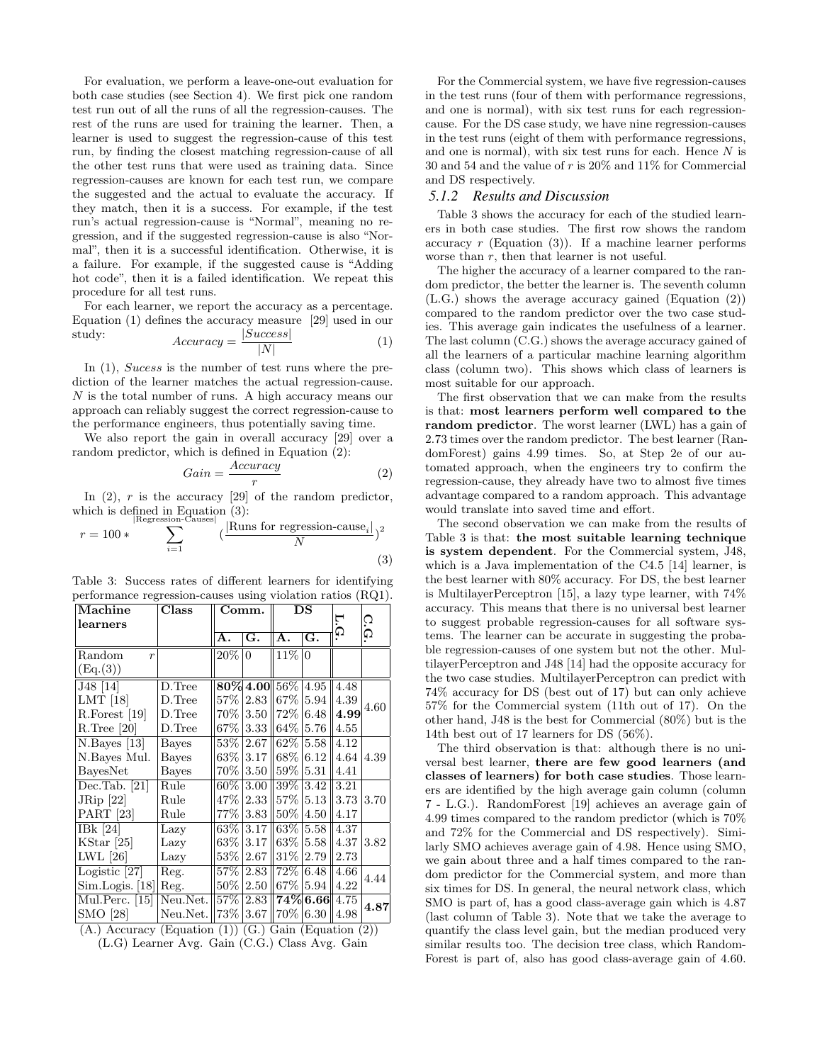For evaluation, we perform a leave-one-out evaluation for both case studies (see Section 4). We first pick one random test run out of all the runs of all the regression-causes. The rest of the runs are used for training the learner. Then, a learner is used to suggest the regression-cause of this test run, by finding the closest matching regression-cause of all the other test runs that were used as training data. Since regression-causes are known for each test run, we compare the suggested and the actual to evaluate the accuracy. If they match, then it is a success. For example, if the test run's actual regression-cause is "Normal", meaning no regression, and if the suggested regression-cause is also "Normal", then it is a successful identification. Otherwise, it is a failure. For example, if the suggested cause is "Adding hot code", then it is a failed identification. We repeat this procedure for all test runs.

For each learner, we report the accuracy as a percentage. Equation (1) defines the accuracy measure [29] used in our study:

$$Accuracy = \frac{|Success|}{|N|} \quad (1)$$

In (1), *Sucess* is the number of test runs where the prediction of the learner matches the actual regression-cause. $N$ is the total number of runs. A high accuracy means our approach can reliably suggest the correct regression-cause to the performance engineers, thus potentially saving time.

We also report the gain in overall accuracy [29] over a random predictor, which is defined in Equation (2):

$$Gain = \frac{Accuracy}{r} \quad (2)$$

In (2), $r$ is the accuracy [29] of the random predictor, which is defined in Equation (3):

$$r = 100 * \sum_{i=1}^{|\text{Regression-Causes}|} \left(\frac{|\text{Runs for regression-cause}_i|}{N}\right)^2 \quad (3)$$

Table 3: Success rates of different learners for identifying performance regression-causes using violation ratios (RQ1).

| Machine learners | Class | Comm. | | DS | | L.G. | C.G. |
|---|---|---|---|---|---|---|---|
| | | A. | G. | A. | G. | | |
| Random $r$ (Eq.(3)) | | 20% | 0 | 11% | 0 | | |
| J48 [14] | D.Tree | **80%** | **4.00** | 56% | 4.95 | 4.48 | 4.60 |
| LMT [18] | D.Tree | 57% | 2.83 | 67% | 5.94 | 4.39 | |
| R.Forest [19] | D.Tree | 70% | 3.50 | 72% | 6.48 | **4.99** | |
| R.Tree [20] | D.Tree | 67% | 3.33 | 64% | 5.76 | 4.55 | |
| N.Bayes [13] | Bayes | 53% | 2.67 | 62% | 5.58 | 4.12 | 4.39 |
| N.Bayes Mul. | Bayes | 63% | 3.17 | 68% | 6.12 | 4.64 | |
| BayesNet | Bayes | 70% | 3.50 | 59% | 5.31 | 4.41 | |
| Dec.Tab. [21] | Rule | 60% | 3.00 | 39% | 3.42 | 3.21 | 3.70 |
| JRip [22] | Rule | 47% | 2.33 | 57% | 5.13 | 3.73 | |
| PART [23] | Rule | 77% | 3.83 | 50% | 4.50 | 4.17 | |
| IBk [24] | Lazy | 63% | 3.17 | 63% | 5.58 | 4.37 | 3.82 |
| KStar [25] | Lazy | 63% | 3.17 | 63% | 5.58 | 4.37 | |
| LWL [26] | Lazy | 53% | 2.67 | 31% | 2.79 | 2.73 | |
| Logistic [27] | Reg. | 57% | 2.83 | 72% | 6.48 | 4.66 | 4.44 |
| Sim.Logis. [18] | Reg. | 50% | 2.50 | 67% | 5.94 | 4.22 | |
| Mul.Perc. [15] | Neu.Net. | 57% | 2.83 | **74%** | **6.66** | 4.75 | **4.87** |
| SMO [28] | Neu.Net. | 73% | 3.67 | 70% | 6.30 | 4.98 | |

(A.) Accuracy (Equation (1)) (G.) Gain (Equation (2))
(L.G) Learner Avg. Gain (C.G.) Class Avg. Gain

For the Commercial system, we have five regression-causes in the test runs (four of them with performance regressions, and one is normal), with six test runs for each regression-cause. For the DS case study, we have nine regression-causes in the test runs (eight of them with performance regressions, and one is normal), with six test runs for each. Hence $N$ is 30 and 54 and the value of $r$ is 20% and 11% for Commercial and DS respectively.

### 5.1.2 Results and Discussion

Table 3 shows the accuracy for each of the studied learners in both case studies. The first row shows the random accuracy $r$ (Equation (3)). If a machine learner performs worse than $r$, then that learner is not useful.

The higher the accuracy of a learner compared to the random predictor, the better the learner is. The seventh column (L.G.) shows the average accuracy gained (Equation (2)) compared to the random predictor over the two case studies. This average gain indicates the usefulness of a learner. The last column (C.G.) shows the average accuracy gained of all the learners of a particular machine learning algorithm class (column two). This shows which class of learners is most suitable for our approach.

The first observation that we can make from the results is that: **most learners perform well compared to the random predictor**. The worst learner (LWL) has a gain of 2.73 times over the random predictor. The best learner (RandomForest) gains 4.99 times. So, at Step 2e of our automated approach, when the engineers try to confirm the regression-cause, they already have two to almost five times advantage compared to a random approach. This advantage would translate into saved time and effort.

The second observation we can make from the results of Table 3 is that: **the most suitable learning technique is system dependent**. For the Commercial system, J48, which is a Java implementation of the C4.5 [14] learner, is the best learner with 80% accuracy. For DS, the best learner is MultilayerPerceptron [15], a lazy type learner, with 74% accuracy. This means that there is no universal best learner to suggest probable regression-causes for all software systems. The learner can be accurate in suggesting the probable regression-causes of one system but not the other. MultilayerPerceptron and J48 [14] had the opposite accuracy for the two case studies. MultilayerPerceptron can predict with 74% accuracy for DS (best out of 17) but can only achieve 57% for the Commercial system (11th out of 17). On the other hand, J48 is the best for Commercial (80%) but is the 14th best out of 17 learners for DS (56%).

The third observation is that: although there is no universal best learner, **there are few good learners (and classes of learners) for both case studies**. Those learners are identified by the high average gain column (column 7 - L.G.). RandomForest [19] achieves an average gain of 4.99 times compared to the random predictor (which is 70% and 72% for the Commercial and DS respectively). Similarly SMO achieves average gain of 4.98. Hence using SMO, we gain about three and a half times compared to the random predictor for the Commercial system, and more than six times for DS. In general, the neural network class, which SMO is part of, has a good class-average gain which is 4.87 (last column of Table 3). Note that we take the average to quantify the class level gain, but the median produced very similar results too. The decision tree class, which RandomForest is part of, also has good class-average gain of 4.60.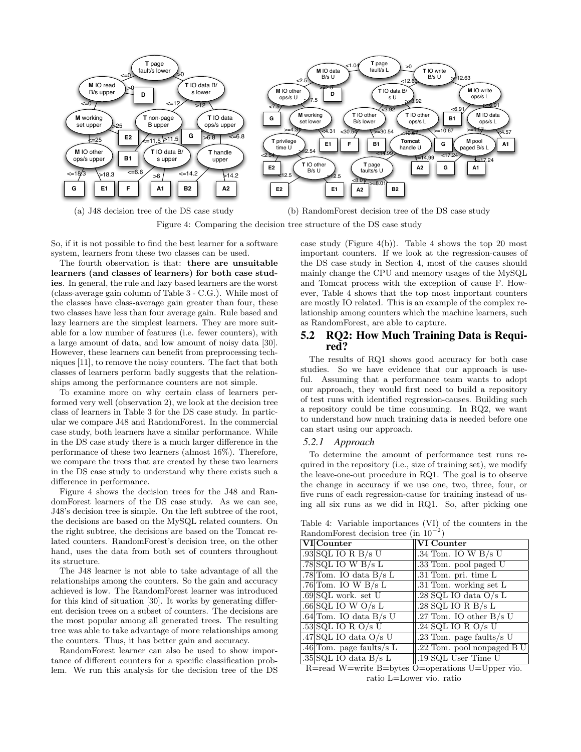(a) J48 decision tree of the DS case study

(b) RandomForest decision tree of the DS case study

Figure 4: Comparing the decision tree structure of the DS case study

So, if it is not possible to find the best learner for a software system, learners from these two classes can be used.

The fourth observation is that: **there are unsuitable learners (and classes of learners) for both case studies**. In general, the rule and lazy based learners are the worst (class-average gain column of Table 3 - C.G.). While most of the classes have class-average gain greater than four, these two classes have less than four average gain. Rule based and lazy learners are the simplest learners. They are more suitable for a low number of features (i.e. fewer counters), with a large amount of data, and low amount of noisy data [30]. However, these learners can benefit from preprocessing techniques [11], to remove the noisy counters. The fact that both classes of learners perform badly suggests that the relationships among the performance counters are not simple.

To examine more on why certain class of learners performed very well (observation 2), we look at the decision tree class of learners in Table 3 for the DS case study. In particular we compare J48 and RandomForest. In the commercial case study, both learners have a similar performance. While in the DS case study there is a much larger difference in the performance of these two learners (almost 16%). Therefore, we compare the trees that are created by these two learners in the DS case study to understand why there exists such a difference in performance.

Figure 4 shows the decision trees for the J48 and RandomForest learners of the DS case study. As we can see, J48's decision tree is simple. On the left subtree of the root, the decisions are based on the MySQL related counters. On the right subtree, the decisions are based on the Tomcat related counters. RandomForest's decision tree, on the other hand, uses the data from both set of counters throughout its structure.

The J48 learner is not able to take advantage of all the relationships among the counters. So the gain and accuracy achieved is low. The RandomForest learner was introduced for this kind of situation [30]. It works by generating different decision trees on a subset of counters. The decisions are the most popular among all generated trees. The resulting tree was able to take advantage of more relationships among the counters. Thus, it has better gain and accuracy.

RandomForest learner can also be used to show importance of different counters for a specific classification problem. We run this analysis for the decision tree of the DS case study (Figure 4(b)). Table 4 shows the top 20 most important counters. If we look at the regression-causes of the DS case study in Section 4, most of the causes should mainly change the CPU and memory usages of the MySQL and Tomcat process with the exception of cause F. However, Table 4 shows that the top most important counters are mostly IO related. This is an example of the complex relationship among counters which the machine learners, such as RandomForest, are able to capture.

Table 4: Variable importances (VI) of the counters in the RandomForest decision tree (in $10^{-2}$)

| VI | Counter | VI | Counter |
|---|---|---|---|
| .93 | SQL IO R B/s U | .34 | Tom. IO W B/s U |
| .78 | SQL IO W B/s L | .33 | Tom. pool paged U |
| .78 | Tom. IO data B/s L | .31 | Tom. pri. time L |
| .76 | Tom. IO W B/s L | .31 | Tom. working set L |
| .69 | SQL work. set U | .28 | SQL IO data O/s L |
| .66 | SQL IO W O/s L | .28 | SQL IO R B/s L |
| .64 | Tom. IO data B/s U | .27 | Tom. IO other B/s U |
| .53 | SQL IO R O/s U | .24 | SQL IO R O/s U |
| .47 | SQL IO data O/s U | .23 | Tom. page faults/s U |
| .46 | Tom. page faults/s L | .22 | Tom. pool nonpaged B U |
| .35 | SQL IO data B/s L | .19 | SQL User Time U |

R=read W=write B=bytes O=operations U=Upper vio. ratio L=Lower vio. ratio

## 5.2 RQ2: How Much Training Data is Required?

The results of RQ1 shows good accuracy for both case studies. So we have evidence that our approach is useful. Assuming that a performance team wants to adopt our approach, they would first need to build a repository of test runs with identified regression-causes. Building such a repository could be time consuming. In RQ2, we want to understand how much training data is needed before one can start using our approach.

### 5.2.1 Approach

To determine the amount of performance test runs required in the repository (i.e., size of training set), we modify the leave-one-out procedure in RQ1. The goal is to observe the change in accuracy if we use one, two, three, four, or five runs of each regression-cause for training instead of using all six runs as we did in RQ1. So, after picking one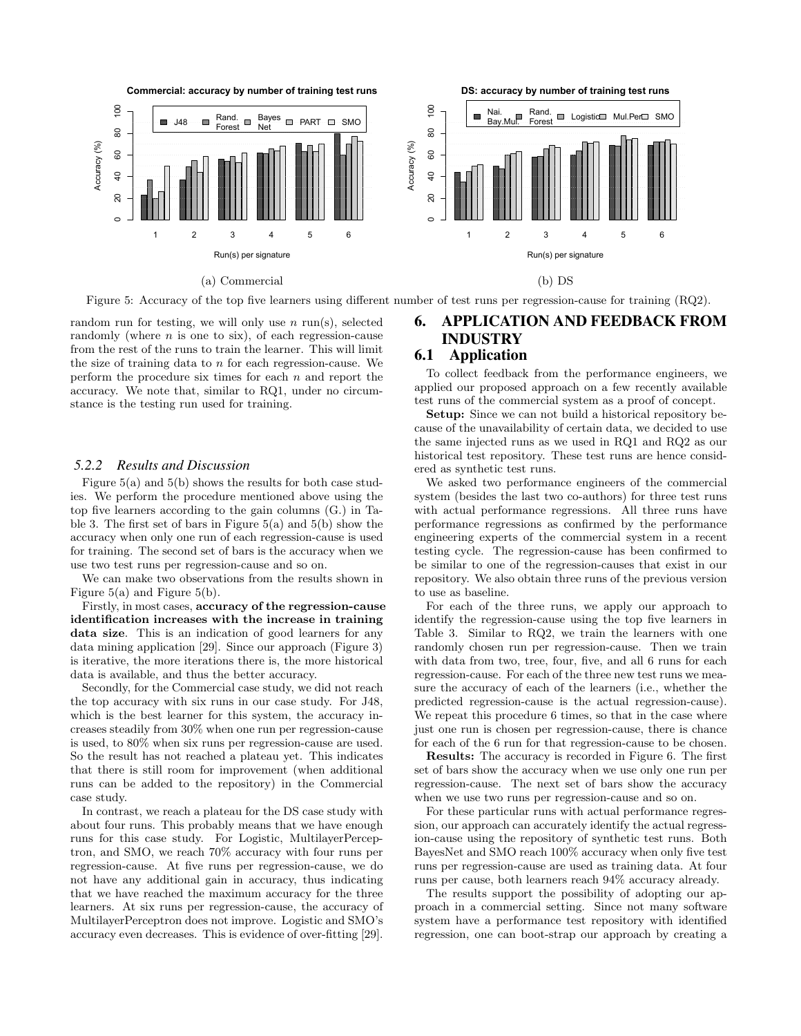Figure 5: Accuracy of the top five learners using different number of test runs per regression-cause for training (RQ2).

random run for testing, we will only use $n$ run(s), selected randomly (where $n$ is one to six), of each regression-cause from the rest of the runs to train the learner. This will limit the size of training data to $n$ for each regression-cause. We perform the procedure six times for each $n$ and report the accuracy. We note that, similar to RQ1, under no circumstance is the testing run used for training.

#### *5.2.2 Results and Discussion*

Figure 5(a) and 5(b) shows the results for both case studies. We perform the procedure mentioned above using the top five learners according to the gain columns (G.) in Table 3. The first set of bars in Figure 5(a) and 5(b) show the accuracy when only one run of each regression-cause is used for training. The second set of bars is the accuracy when we use two test runs per regression-cause and so on.

We can make two observations from the results shown in Figure 5(a) and Figure 5(b).

Firstly, in most cases, **accuracy of the regression-cause identification increases with the increase in training data size**. This is an indication of good learners for any data mining application [29]. Since our approach (Figure 3) is iterative, the more iterations there is, the more historical data is available, and thus the better accuracy.

Secondly, for the Commercial case study, we did not reach the top accuracy with six runs in our case study. For J48, which is the best learner for this system, the accuracy increases steadily from 30% when one run per regression-cause is used, to 80% when six runs per regression-cause are used. So the result has not reached a plateau yet. This indicates that there is still room for improvement (when additional runs can be added to the repository) in the Commercial case study.

In contrast, we reach a plateau for the DS case study with about four runs. This probably means that we have enough runs for this case study. For Logistic, MultilayerPerceptron, and SMO, we reach 70% accuracy with four runs per regression-cause. At five runs per regression-cause, we do not have any additional gain in accuracy, thus indicating that we have reached the maximum accuracy for the three learners. At six runs per regression-cause, the accuracy of MultilayerPerceptron does not improve. Logistic and SMO's accuracy even decreases. This is evidence of over-fitting [29].

## 6. APPLICATION AND FEEDBACK FROM INDUSTRY

### 6.1 Application

To collect feedback from the performance engineers, we applied our proposed approach on a few recently available test runs of the commercial system as a proof of concept.

**Setup:** Since we can not build a historical repository because of the unavailability of certain data, we decided to use the same injected runs as we used in RQ1 and RQ2 as our historical test repository. These test runs are hence considered as synthetic test runs.

We asked two performance engineers of the commercial system (besides the last two co-authors) for three test runs with actual performance regressions. All three runs have performance regressions as confirmed by the performance engineering experts of the commercial system in a recent testing cycle. The regression-cause has been confirmed to be similar to one of the regression-causes that exist in our repository. We also obtain three runs of the previous version to use as baseline.

For each of the three runs, we apply our approach to identify the regression-cause using the top five learners in Table 3. Similar to RQ2, we train the learners with one randomly chosen run per regression-cause. Then we train with data from two, tree, four, five, and all 6 runs for each regression-cause. For each of the three new test runs we measure the accuracy of each of the learners (i.e., whether the predicted regression-cause is the actual regression-cause). We repeat this procedure 6 times, so that in the case where just one run is chosen per regression-cause, there is chance for each of the 6 run for that regression-cause to be chosen.

**Results:** The accuracy is recorded in Figure 6. The first set of bars show the accuracy when we use only one run per regression-cause. The next set of bars show the accuracy when we use two runs per regression-cause and so on.

For these particular runs with actual performance regression, our approach can accurately identify the actual regression-cause using the repository of synthetic test runs. Both BayesNet and SMO reach 100% accuracy when only five test runs per regression-cause are used as training data. At four runs per cause, both learners reach 94% accuracy already.

The results support the possibility of adopting our approach in a commercial setting. Since not many software system have a performance test repository with identified regression, one can boot-strap our approach by creating a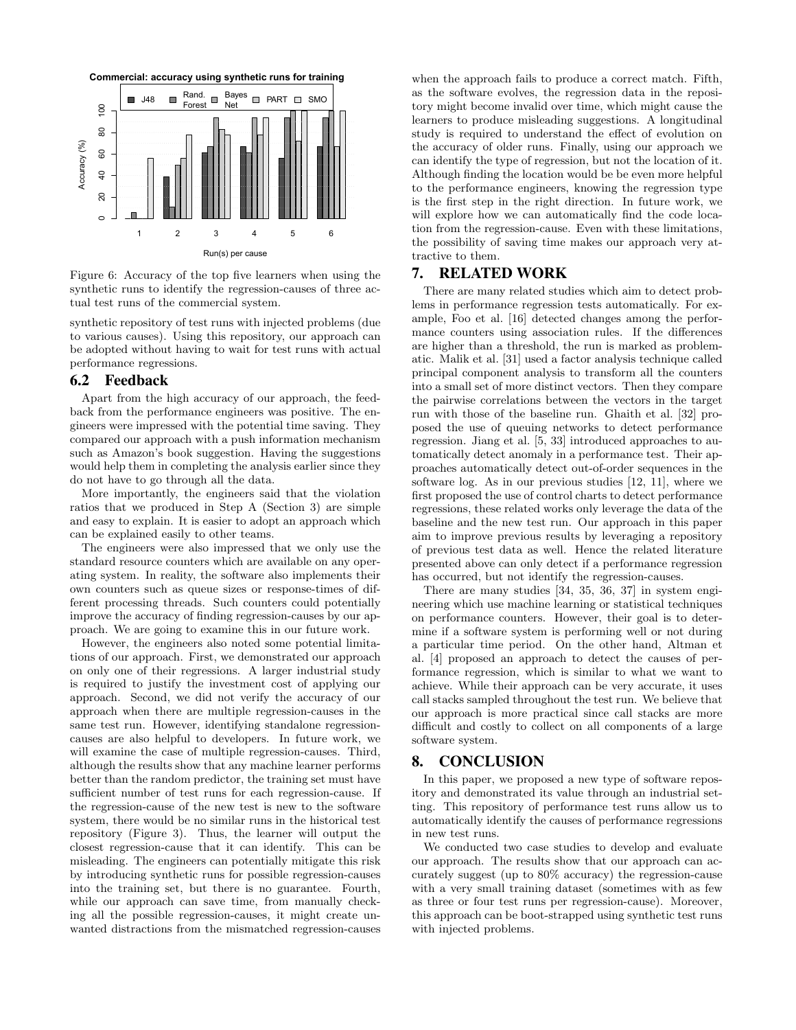Figure 6: Accuracy of the top five learners when using the synthetic runs to identify the regression-causes of three actual test runs of the commercial system.

synthetic repository of test runs with injected problems (due to various causes). Using this repository, our approach can be adopted without having to wait for test runs with actual performance regressions.

## 6.2 Feedback

Apart from the high accuracy of our approach, the feedback from the performance engineers was positive. The engineers were impressed with the potential time saving. They compared our approach with a push information mechanism such as Amazon's book suggestion. Having the suggestions would help them in completing the analysis earlier since they do not have to go through all the data.

More importantly, the engineers said that the violation ratios that we produced in Step A (Section 3) are simple and easy to explain. It is easier to adopt an approach which can be explained easily to other teams.

The engineers were also impressed that we only use the standard resource counters which are available on any operating system. In reality, the software also implements their own counters such as queue sizes or response-times of different processing threads. Such counters could potentially improve the accuracy of finding regression-causes by our approach. We are going to examine this in our future work.

However, the engineers also noted some potential limitations of our approach. First, we demonstrated our approach on only one of their regressions. A larger industrial study is required to justify the investment cost of applying our approach. Second, we did not verify the accuracy of our approach when there are multiple regression-causes in the same test run. However, identifying standalone regression-causes are also helpful to developers. In future work, we will examine the case of multiple regression-causes. Third, although the results show that any machine learner performs better than the random predictor, the training set must have sufficient number of test runs for each regression-cause. If the regression-cause of the new test is new to the software system, there would be no similar runs in the historical test repository (Figure 3). Thus, the learner will output the closest regression-cause that it can identify. This can be misleading. The engineers can potentially mitigate this risk by introducing synthetic runs for possible regression-causes into the training set, but there is no guarantee. Fourth, while our approach can save time, from manually checking all the possible regression-causes, it might create unwanted distractions from the mismatched regression-causes when the approach fails to produce a correct match. Fifth, as the software evolves, the regression data in the repository might become invalid over time, which might cause the learners to produce misleading suggestions. A longitudinal study is required to understand the effect of evolution on the accuracy of older runs. Finally, using our approach we can identify the type of regression, but not the location of it. Although finding the location would be be even more helpful to the performance engineers, knowing the regression type is the first step in the right direction. In future work, we will explore how we can automatically find the code location from the regression-cause. Even with these limitations, the possibility of saving time makes our approach very attractive to them.

# 7. RELATED WORK

There are many related studies which aim to detect problems in performance regression tests automatically. For example, Foo et al. [16] detected changes among the performance counters using association rules. If the differences are higher than a threshold, the run is marked as problematic. Malik et al. [31] used a factor analysis technique called principal component analysis to transform all the counters into a small set of more distinct vectors. Then they compare the pairwise correlations between the vectors in the target run with those of the baseline run. Ghaith et al. [32] proposed the use of queuing networks to detect performance regression. Jiang et al. [5, 33] introduced approaches to automatically detect anomaly in a performance test. Their approaches automatically detect out-of-order sequences in the software log. As in our previous studies [12, 11], where we first proposed the use of control charts to detect performance regressions, these related works only leverage the data of the baseline and the new test run. Our approach in this paper aim to improve previous results by leveraging a repository of previous test data as well. Hence the related literature presented above can only detect if a performance regression has occurred, but not identify the regression-causes.

There are many studies [34, 35, 36, 37] in system engineering which use machine learning or statistical techniques on performance counters. However, their goal is to determine if a software system is performing well or not during a particular time period. On the other hand, Altman et al. [4] proposed an approach to detect the causes of performance regression, which is similar to what we want to achieve. While their approach can be very accurate, it uses call stacks sampled throughout the test run. We believe that our approach is more practical since call stacks are more difficult and costly to collect on all components of a large software system.

# 8. CONCLUSION

In this paper, we proposed a new type of software repository and demonstrated its value through an industrial setting. This repository of performance test runs allow us to automatically identify the causes of performance regressions in new test runs.

We conducted two case studies to develop and evaluate our approach. The results show that our approach can accurately suggest (up to 80% accuracy) the regression-cause with a very small training dataset (sometimes with as few as three or four test runs per regression-cause). Moreover, this approach can be boot-strapped using synthetic test runs with injected problems.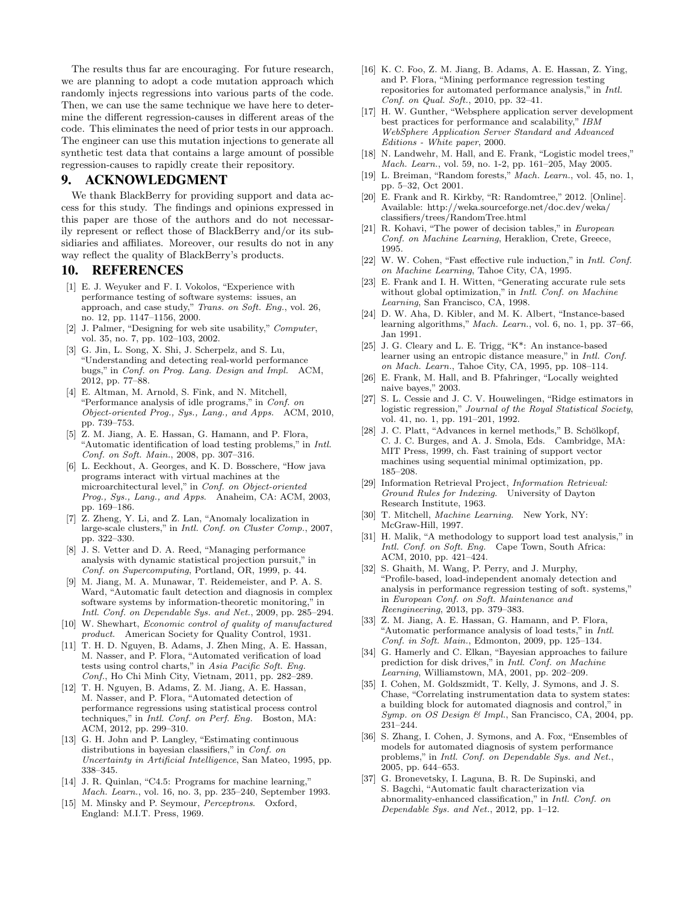The results thus far are encouraging. For future research, we are planning to adopt a code mutation approach which randomly injects regressions into various parts of the code. Then, we can use the same technique we have here to determine the different regression-causes in different areas of the code. This eliminates the need of prior tests in our approach. The engineer can use this mutation injections to generate all synthetic test data that contains a large amount of possible regression-causes to rapidly create their repository.

## 9. ACKNOWLEDGMENT

We thank BlackBerry for providing support and data access for this study. The findings and opinions expressed in this paper are those of the authors and do not necessarily represent or reflect those of BlackBerry and/or its subsidiaries and affiliates. Moreover, our results do not in any way reflect the quality of BlackBerry's products.

## 10. REFERENCES

[1] E. J. Weyuker and F. I. Vokolos, "Experience with performance testing of software systems: issues, an approach, and case study," *Trans. on Soft. Eng.*, vol. 26, no. 12, pp. 1147–1156, 2000.

[2] J. Palmer, "Designing for web site usability," *Computer*, vol. 35, no. 7, pp. 102–103, 2002.

[3] G. Jin, L. Song, X. Shi, J. Scherpelz, and S. Lu, "Understanding and detecting real-world performance bugs," in *Conf. on Prog. Lang. Design and Impl.* ACM, 2012, pp. 77–88.

[4] E. Altman, M. Arnold, S. Fink, and N. Mitchell, "Performance analysis of idle programs," in *Conf. on Object-oriented Prog., Sys., Lang., and Apps.* ACM, 2010, pp. 739–753.

[5] Z. M. Jiang, A. E. Hassan, G. Hamann, and P. Flora, "Automatic identification of load testing problems," in *Intl. Conf. on Soft. Main.*, 2008, pp. 307–316.

[6] L. Eeckhout, A. Georges, and K. D. Bosschere, "How java programs interact with virtual machines at the microarchitectural level," in *Conf. on Object-oriented Prog., Sys., Lang., and Apps.* Anaheim, CA: ACM, 2003, pp. 169–186.

[7] Z. Zheng, Y. Li, and Z. Lan, "Anomaly localization in large-scale clusters," in *Intl. Conf. on Cluster Comp.*, 2007, pp. 322–330.

[8] J. S. Vetter and D. A. Reed, "Managing performance analysis with dynamic statistical projection pursuit," in *Conf. on Supercomputing*, Portland, OR, 1999, p. 44.

[9] M. Jiang, M. A. Munawar, T. Reidemeister, and P. A. S. Ward, "Automatic fault detection and diagnosis in complex software systems by information-theoretic monitoring," in *Intl. Conf. on Dependable Sys. and Net.*, 2009, pp. 285–294.

[10] W. Shewhart, *Economic control of quality of manufactured product*. American Society for Quality Control, 1931.

[11] T. H. D. Nguyen, B. Adams, J. Zhen Ming, A. E. Hassan, M. Nasser, and P. Flora, "Automated verification of load tests using control charts," in *Asia Pacific Soft. Eng. Conf.*, Ho Chi Minh City, Vietnam, 2011, pp. 282–289.

[12] T. H. Nguyen, B. Adams, Z. M. Jiang, A. E. Hassan, M. Nasser, and P. Flora, "Automated detection of performance regressions using statistical process control techniques," in *Intl. Conf. on Perf. Eng.* Boston, MA: ACM, 2012, pp. 299–310.

[13] G. H. John and P. Langley, "Estimating continuous distributions in bayesian classifiers," in *Conf. on Uncertainty in Artificial Intelligence*, San Mateo, 1995, pp. 338–345.

[14] J. R. Quinlan, "C4.5: Programs for machine learning," *Mach. Learn.*, vol. 16, no. 3, pp. 235–240, September 1993.

[15] M. Minsky and P. Seymour, *Perceptrons*. Oxford, England: M.I.T. Press, 1969.

[16] K. C. Foo, Z. M. Jiang, B. Adams, A. E. Hassan, Z. Ying, and P. Flora, "Mining performance regression testing repositories for automated performance analysis," in *Intl. Conf. on Qual. Soft.*, 2010, pp. 32–41.

[17] H. W. Gunther, "Websphere application server development best practices for performance and scalability," *IBM WebSphere Application Server Standard and Advanced Editions - White paper*, 2000.

[18] N. Landwehr, M. Hall, and E. Frank, "Logistic model trees," *Mach. Learn.*, vol. 59, no. 1-2, pp. 161–205, May 2005.

[19] L. Breiman, "Random forests," *Mach. Learn.*, vol. 45, no. 1, pp. 5–32, Oct 2001.

[20] E. Frank and R. Kirkby, "R: Randomtree," 2012. [Online]. Available: http://weka.sourceforge.net/doc.dev/weka/classifiers/trees/RandomTree.html

[21] R. Kohavi, "The power of decision tables," in *European Conf. on Machine Learning*, Heraklion, Crete, Greece, 1995.

[22] W. W. Cohen, "Fast effective rule induction," in *Intl. Conf. on Machine Learning*, Tahoe City, CA, 1995.

[23] E. Frank and I. H. Witten, "Generating accurate rule sets without global optimization," in *Intl. Conf. on Machine Learning*, San Francisco, CA, 1998.

[24] D. W. Aha, D. Kibler, and M. K. Albert, "Instance-based learning algorithms," *Mach. Learn.*, vol. 6, no. 1, pp. 37–66, Jan 1991.

[25] J. G. Cleary and L. E. Trigg, "K*: An instance-based learner using an entropic distance measure," in *Intl. Conf. on Mach. Learn.*, Tahoe City, CA, 1995, pp. 108–114.

[26] E. Frank, M. Hall, and B. Pfahringer, "Locally weighted naive bayes," 2003.

[27] S. L. Cessie and J. C. V. Houwelingen, "Ridge estimators in logistic regression," *Journal of the Royal Statistical Society*, vol. 41, no. 1, pp. 191–201, 1992.

[28] J. C. Platt, "Advances in kernel methods," B. Schölkopf, C. J. C. Burges, and A. J. Smola, Eds. Cambridge, MA: MIT Press, 1999, ch. Fast training of support vector machines using sequential minimal optimization, pp. 185–208.

[29] Information Retrieval Project, *Information Retrieval: Ground Rules for Indexing*. University of Dayton Research Institute, 1963.

[30] T. Mitchell, *Machine Learning*. New York, NY: McGraw-Hill, 1997.

[31] H. Malik, "A methodology to support load test analysis," in *Intl. Conf. on Soft. Eng.* Cape Town, South Africa: ACM, 2010, pp. 421–424.

[32] S. Ghaith, M. Wang, P. Perry, and J. Murphy, "Profile-based, load-independent anomaly detection and analysis in performance regression testing of soft. systems," in *European Conf. on Soft. Maintenance and Reengineering*, 2013, pp. 379–383.

[33] Z. M. Jiang, A. E. Hassan, G. Hamann, and P. Flora, "Automatic performance analysis of load tests," in *Intl. Conf. in Soft. Main.*, Edmonton, 2009, pp. 125–134.

[34] G. Hamerly and C. Elkan, "Bayesian approaches to failure prediction for disk drives," in *Intl. Conf. on Machine Learning*, Williamstown, MA, 2001, pp. 202–209.

[35] I. Cohen, M. Goldszmidt, T. Kelly, J. Symons, and J. S. Chase, "Correlating instrumentation data to system states: a building block for automated diagnosis and control," in *Symp. on OS Design & Impl.*, San Francisco, CA, 2004, pp. 231–244.

[36] S. Zhang, I. Cohen, J. Symons, and A. Fox, "Ensembles of models for automated diagnosis of system performance problems," in *Intl. Conf. on Dependable Sys. and Net.*, 2005, pp. 644–653.

[37] G. Bronevetsky, I. Laguna, B. R. De Supinski, and S. Bagchi, "Automatic fault characterization via abnormality-enhanced classification," in *Intl. Conf. on Dependable Sys. and Net.*, 2012, pp. 1–12.